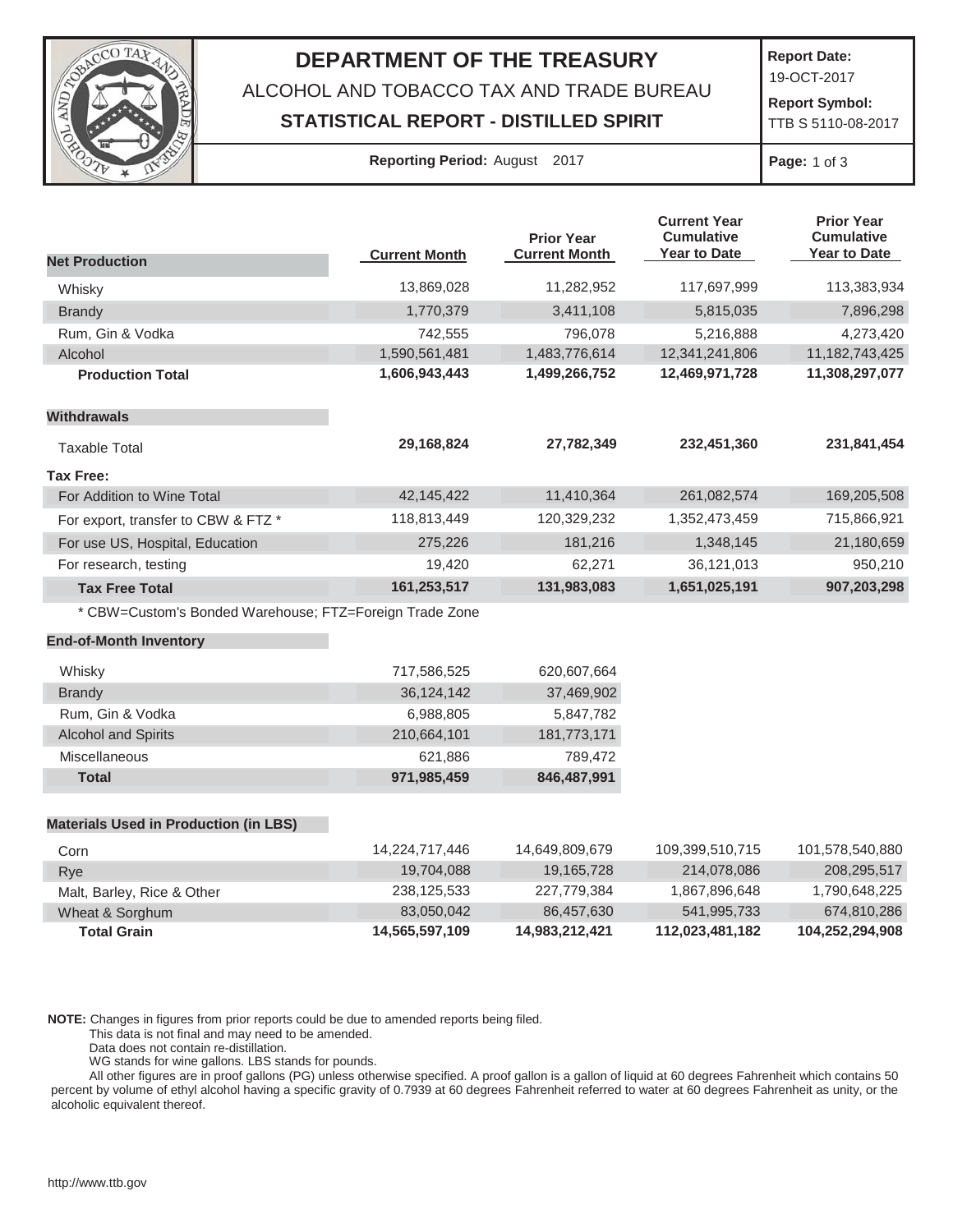# DEPARTMENT OF THE TREASURY

ALCOHOL AND TOBACCO TAX AND TRADE BUREAU

**STATISTICAL REPORT - DISTILLED SPIRIT**

**Report Date:** 19-OCT-2017

**Report Symbol:** TTB S 5110-08-2017

**Reporting Period:** August 2017

| **Net Production** | **Current Month** | **Prior Year Current Month** | **Current Year Cumulative Year to Date** | **Prior Year Cumulative Year to Date** |
|---|---|---|---|---|
| Whisky | 13,869,028 | 11,282,952 | 117,697,999 | 113,383,934 |
| Brandy | 1,770,379 | 3,411,108 | 5,815,035 | 7,896,298 |
| Rum, Gin & Vodka | 742,555 | 796,078 | 5,216,888 | 4,273,420 |
| Alcohol | 1,590,561,481 | 1,483,776,614 | 12,341,241,806 | 11,182,743,425 |
| **Production Total** | **1,606,943,443** | **1,499,266,752** | **12,469,971,728** | **11,308,297,077** |
| **Withdrawals** | | | | |
| Taxable Total | **29,168,824** | **27,782,349** | **232,451,360** | **231,841,454** |
| **Tax Free:** | | | | |
| For Addition to Wine Total | 42,145,422 | 11,410,364 | 261,082,574 | 169,205,508 |
| For export, transfer to CBW & FTZ * | 118,813,449 | 120,329,232 | 1,352,473,459 | 715,866,921 |
| For use US, Hospital, Education | 275,226 | 181,216 | 1,348,145 | 21,180,659 |
| For research, testing | 19,420 | 62,271 | 36,121,013 | 950,210 |
| **Tax Free Total** | **161,253,517** | **131,983,083** | **1,651,025,191** | **907,203,298** |

\* CBW=Custom's Bonded Warehouse; FTZ=Foreign Trade Zone

| **End-of-Month Inventory** | **Current Month** | **Prior Year Current Month** |
|---|---|---|
| Whisky | 717,586,525 | 620,607,664 |
| Brandy | 36,124,142 | 37,469,902 |
| Rum, Gin & Vodka | 6,988,805 | 5,847,782 |
| Alcohol and Spirits | 210,664,101 | 181,773,171 |
| Miscellaneous | 621,886 | 789,472 |
| **Total** | **971,985,459** | **846,487,991** |

| **Materials Used in Production (in LBS)** | **Current Month** | **Prior Year Current Month** | **Current Year Cumulative Year to Date** | **Prior Year Cumulative Year to Date** |
|---|---|---|---|---|
| Corn | 14,224,717,446 | 14,649,809,679 | 109,399,510,715 | 101,578,540,880 |
| Rye | 19,704,088 | 19,165,728 | 214,078,086 | 208,295,517 |
| Malt, Barley, Rice & Other | 238,125,533 | 227,779,384 | 1,867,896,648 | 1,790,648,225 |
| Wheat & Sorghum | 83,050,042 | 86,457,630 | 541,995,733 | 674,810,286 |
| **Total Grain** | **14,565,597,109** | **14,983,212,421** | **112,023,481,182** | **104,252,294,908** |

**NOTE:** Changes in figures from prior reports could be due to amended reports being filed.
This data is not final and may need to be amended.
Data does not contain re-distillation.
WG stands for wine gallons. LBS stands for pounds.
All other figures are in proof gallons (PG) unless otherwise specified. A proof gallon is a gallon of liquid at 60 degrees Fahrenheit which contains 50 percent by volume of ethyl alcohol having a specific gravity of 0.7939 at 60 degrees Fahrenheit referred to water at 60 degrees Fahrenheit as unity, or the alcoholic equivalent thereof.

http://www.ttb.gov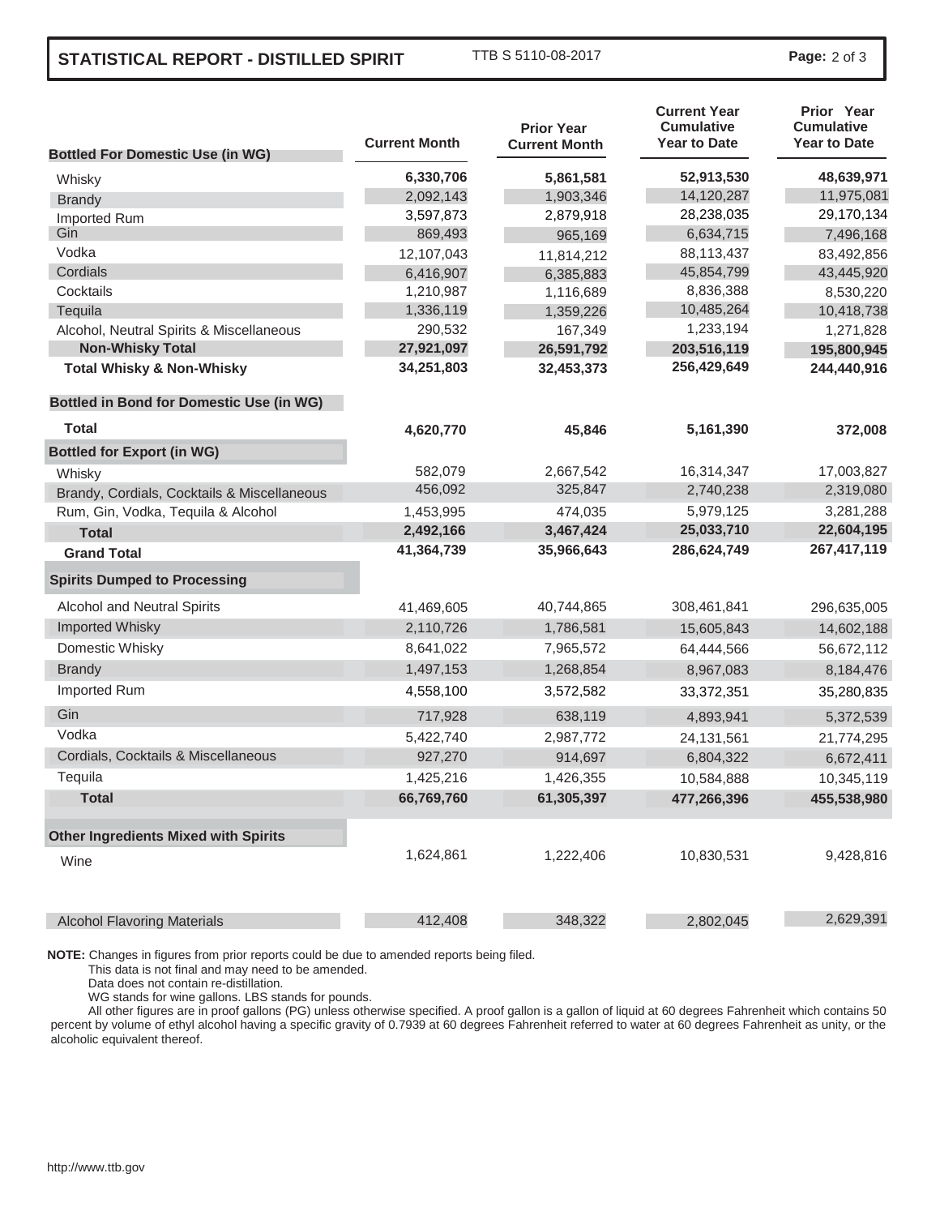## STATISTICAL REPORT - DISTILLED SPIRIT

TTB S 5110-08-2017

| Bottled For Domestic Use (in WG) | Current Month | Prior Year Current Month | Current Year Cumulative Year to Date | Prior Year Cumulative Year to Date |
|---|---|---|---|---|
| Whisky | 6,330,706 | 5,861,581 | 52,913,530 | 48,639,971 |
| Brandy | 2,092,143 | 1,903,346 | 14,120,287 | 11,975,081 |
| Imported Rum | 3,597,873 | 2,879,918 | 28,238,035 | 29,170,134 |
| Gin | 869,493 | 965,169 | 6,634,715 | 7,496,168 |
| Vodka | 12,107,043 | 11,814,212 | 88,113,437 | 83,492,856 |
| Cordials | 6,416,907 | 6,385,883 | 45,854,799 | 43,445,920 |
| Cocktails | 1,210,987 | 1,116,689 | 8,836,388 | 8,530,220 |
| Tequila | 1,336,119 | 1,359,226 | 10,485,264 | 10,418,738 |
| Alcohol, Neutral Spirits & Miscellaneous | 290,532 | 167,349 | 1,233,194 | 1,271,828 |
| **Non-Whisky Total** | **27,921,097** | **26,591,792** | **203,516,119** | **195,800,945** |
| **Total Whisky & Non-Whisky** | **34,251,803** | **32,453,373** | **256,429,649** | **244,440,916** |
| **Bottled in Bond for Domestic Use (in WG)** | | | | |
| **Total** | **4,620,770** | **45,846** | **5,161,390** | **372,008** |
| **Bottled for Export (in WG)** | | | | |
| Whisky | 582,079 | 2,667,542 | 16,314,347 | 17,003,827 |
| Brandy, Cordials, Cocktails & Miscellaneous | 456,092 | 325,847 | 2,740,238 | 2,319,080 |
| Rum, Gin, Vodka, Tequila & Alcohol | 1,453,995 | 474,035 | 5,979,125 | 3,281,288 |
| **Total** | **2,492,166** | **3,467,424** | **25,033,710** | **22,604,195** |
| **Grand Total** | **41,364,739** | **35,966,643** | **286,624,749** | **267,417,119** |
| **Spirits Dumped to Processing** | | | | |
| Alcohol and Neutral Spirits | 41,469,605 | 40,744,865 | 308,461,841 | 296,635,005 |
| Imported Whisky | 2,110,726 | 1,786,581 | 15,605,843 | 14,602,188 |
| Domestic Whisky | 8,641,022 | 7,965,572 | 64,444,566 | 56,672,112 |
| Brandy | 1,497,153 | 1,268,854 | 8,967,083 | 8,184,476 |
| Imported Rum | 4,558,100 | 3,572,582 | 33,372,351 | 35,280,835 |
| Gin | 717,928 | 638,119 | 4,893,941 | 5,372,539 |
| Vodka | 5,422,740 | 2,987,772 | 24,131,561 | 21,774,295 |
| Cordials, Cocktails & Miscellaneous | 927,270 | 914,697 | 6,804,322 | 6,672,411 |
| Tequila | 1,425,216 | 1,426,355 | 10,584,888 | 10,345,119 |
| **Total** | **66,769,760** | **61,305,397** | **477,266,396** | **455,538,980** |
| **Other Ingredients Mixed with Spirits** | | | | |
| Wine | 1,624,861 | 1,222,406 | 10,830,531 | 9,428,816 |
| Alcohol Flavoring Materials | 412,408 | 348,322 | 2,802,045 | 2,629,391 |

**NOTE:** Changes in figures from prior reports could be due to amended reports being filed.
This data is not final and may need to be amended.
Data does not contain re-distillation.
WG stands for wine gallons. LBS stands for pounds.
All other figures are in proof gallons (PG) unless otherwise specified. A proof gallon is a gallon of liquid at 60 degrees Fahrenheit which contains 50 percent by volume of ethyl alcohol having a specific gravity of 0.7939 at 60 degrees Fahrenheit referred to water at 60 degrees Fahrenheit as unity, or the alcoholic equivalent thereof.

http://www.ttb.gov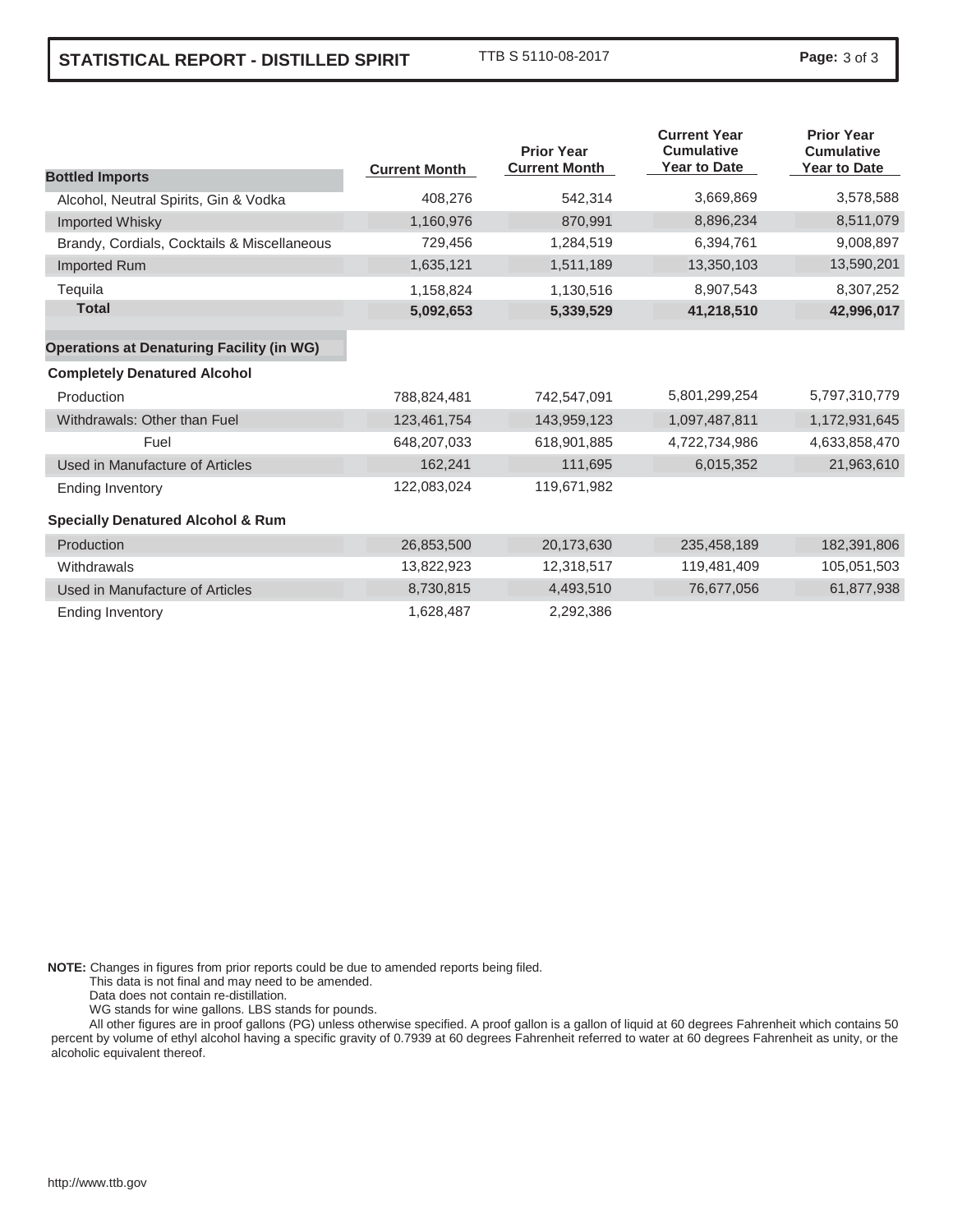# STATISTICAL REPORT - DISTILLED SPIRIT

TTB S 5110-08-2017

| Bottled Imports | Current Month | Prior Year Current Month | Current Year Cumulative Year to Date | Prior Year Cumulative Year to Date |
|---|---|---|---|---|
| Alcohol, Neutral Spirits, Gin & Vodka | 408,276 | 542,314 | 3,669,869 | 3,578,588 |
| Imported Whisky | 1,160,976 | 870,991 | 8,896,234 | 8,511,079 |
| Brandy, Cordials, Cocktails & Miscellaneous | 729,456 | 1,284,519 | 6,394,761 | 9,008,897 |
| Imported Rum | 1,635,121 | 1,511,189 | 13,350,103 | 13,590,201 |
| Tequila | 1,158,824 | 1,130,516 | 8,907,543 | 8,307,252 |
| **Total** | **5,092,653** | **5,339,529** | **41,218,510** | **42,996,017** |
| **Operations at Denaturing Facility (in WG)** | | | | |
| **Completely Denatured Alcohol** | | | | |
| Production | 788,824,481 | 742,547,091 | 5,801,299,254 | 5,797,310,779 |
| Withdrawals: Other than Fuel | 123,461,754 | 143,959,123 | 1,097,487,811 | 1,172,931,645 |
| Fuel | 648,207,033 | 618,901,885 | 4,722,734,986 | 4,633,858,470 |
| Used in Manufacture of Articles | 162,241 | 111,695 | 6,015,352 | 21,963,610 |
| Ending Inventory | 122,083,024 | 119,671,982 | | |
| **Specially Denatured Alcohol & Rum** | | | | |
| Production | 26,853,500 | 20,173,630 | 235,458,189 | 182,391,806 |
| Withdrawals | 13,822,923 | 12,318,517 | 119,481,409 | 105,051,503 |
| Used in Manufacture of Articles | 8,730,815 | 4,493,510 | 76,677,056 | 61,877,938 |
| Ending Inventory | 1,628,487 | 2,292,386 | | |

**NOTE:** Changes in figures from prior reports could be due to amended reports being filed.
This data is not final and may need to be amended.
Data does not contain re-distillation.
WG stands for wine gallons. LBS stands for pounds.
All other figures are in proof gallons (PG) unless otherwise specified. A proof gallon is a gallon of liquid at 60 degrees Fahrenheit which contains 50 percent by volume of ethyl alcohol having a specific gravity of 0.7939 at 60 degrees Fahrenheit referred to water at 60 degrees Fahrenheit as unity, or the alcoholic equivalent thereof.

http://www.ttb.gov